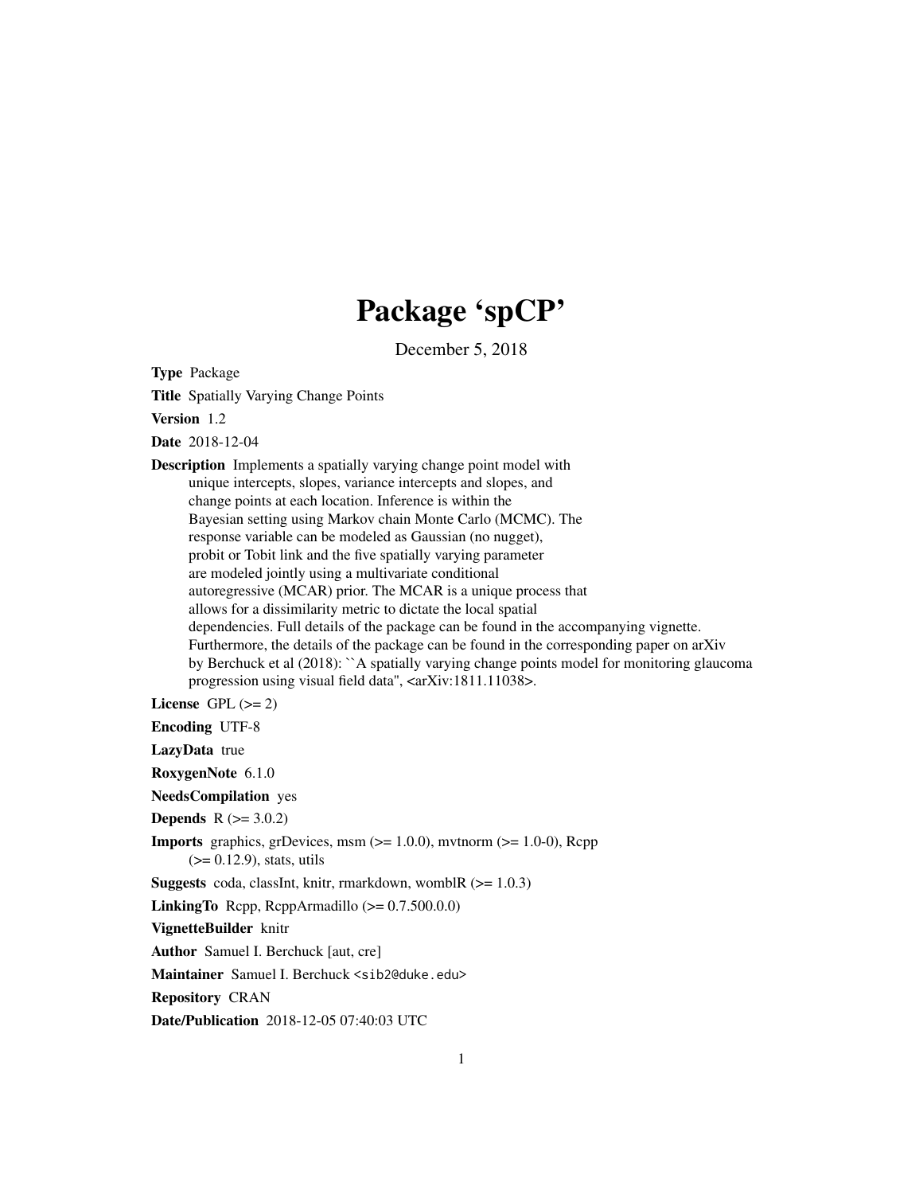# Package 'spCP'

December 5, 2018

**Type** Package

**Title** Spatially Varying Change Points

**Version** 1.2

**Date** 2018-12-04

**Description** Implements a spatially varying change point model with unique intercepts, slopes, variance intercepts and slopes, and change points at each location. Inference is within the Bayesian setting using Markov chain Monte Carlo (MCMC). The response variable can be modeled as Gaussian (no nugget), probit or Tobit link and the five spatially varying parameter are modeled jointly using a multivariate conditional autoregressive (MCAR) prior. The MCAR is a unique process that allows for a dissimilarity metric to dictate the local spatial dependencies. Full details of the package can be found in the accompanying vignette. Furthermore, the details of the package can be found in the corresponding paper on arXiv by Berchuck et al (2018): ``A spatially varying change points model for monitoring glaucoma progression using visual field data'', <arXiv:1811.11038>.

**License** GPL (>= 2)

**Encoding** UTF-8

**LazyData** true

**RoxygenNote** 6.1.0

**NeedsCompilation** yes

**Depends** R (>= 3.0.2)

**Imports** graphics, grDevices, msm (>= 1.0.0), mvtnorm (>= 1.0-0), Rcpp (>= 0.12.9), stats, utils

**Suggests** coda, classInt, knitr, rmarkdown, womblR (>= 1.0.3)

**LinkingTo** Rcpp, RcppArmadillo (>= 0.7.500.0.0)

**VignetteBuilder** knitr

**Author** Samuel I. Berchuck [aut, cre]

**Maintainer** Samuel I. Berchuck <sib2@duke.edu>

**Repository** CRAN

**Date/Publication** 2018-12-05 07:40:03 UTC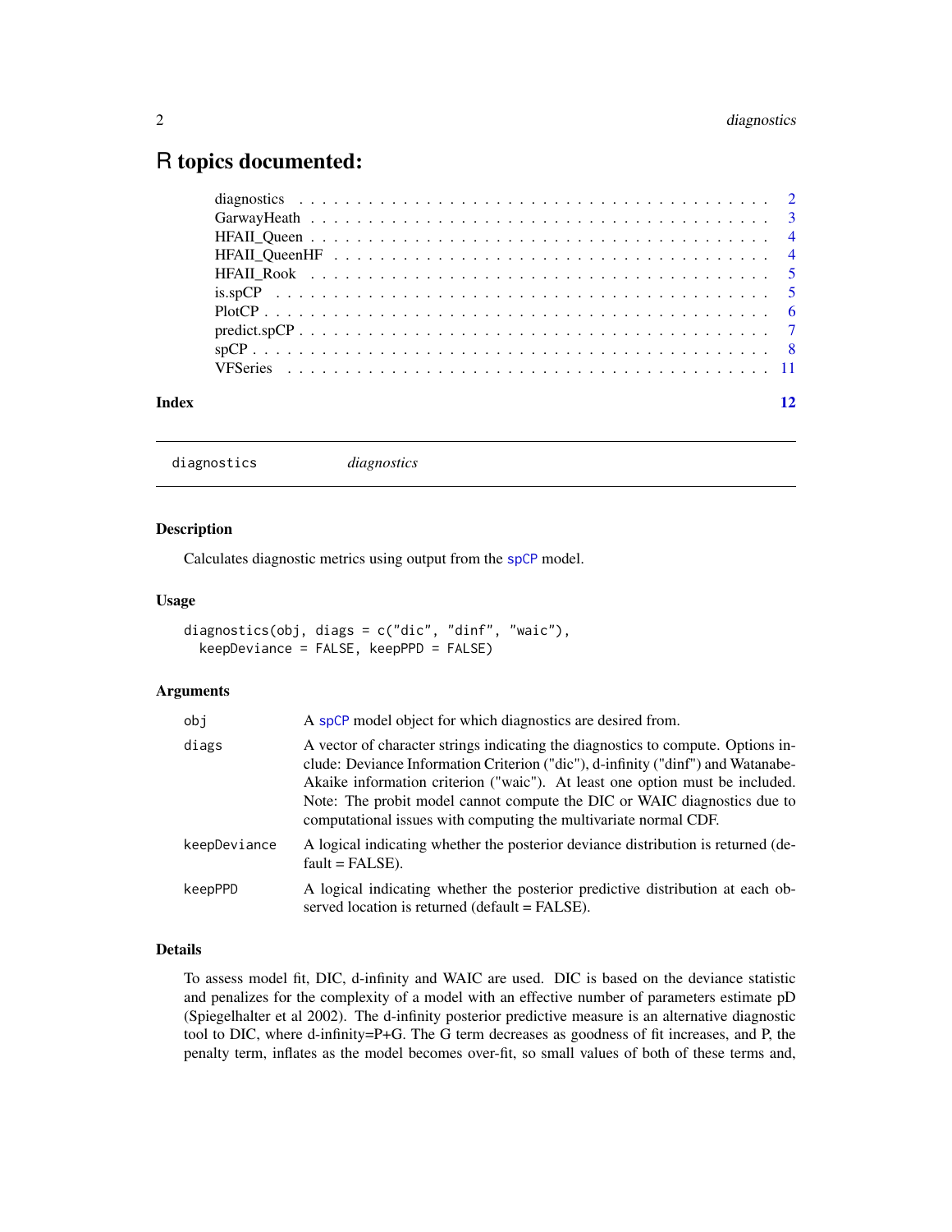# R topics documented:

| | |
|---|---|
| diagnostics | 2 |
| GarwayHeath | 3 |
| HFAII_Queen | 4 |
| HFAII_QueenHF | 4 |
| HFAII_Rook | 5 |
| is.spCP | 5 |
| PlotCP | 6 |
| predict.spCP | 7 |
| spCP | 8 |
| VFSeries | 11 |
| **Index** | **12** |

---

`diagnostics` *diagnostics*

---

## Description

Calculates diagnostic metrics using output from the `spCP` model.

## Usage

```
diagnostics(obj, diags = c("dic", "dinf", "waic"),
  keepDeviance = FALSE, keepPPD = FALSE)
```

## Arguments

| | |
|---|---|
| `obj` | A `spCP` model object for which diagnostics are desired from. |
| `diags` | A vector of character strings indicating the diagnostics to compute. Options include: Deviance Information Criterion ("dic"), d-infinity ("dinf") and Watanabe-Akaike information criterion ("waic"). At least one option must be included. Note: The probit model cannot compute the DIC or WAIC diagnostics due to computational issues with computing the multivariate normal CDF. |
| `keepDeviance` | A logical indicating whether the posterior deviance distribution is returned (default = FALSE). |
| `keepPPD` | A logical indicating whether the posterior predictive distribution at each observed location is returned (default = FALSE). |

## Details

To assess model fit, DIC, d-infinity and WAIC are used. DIC is based on the deviance statistic and penalizes for the complexity of a model with an effective number of parameters estimate pD (Spiegelhalter et al 2002). The d-infinity posterior predictive measure is an alternative diagnostic tool to DIC, where d-infinity=P+G. The G term decreases as goodness of fit increases, and P, the penalty term, inflates as the model becomes over-fit, so small values of both of these terms and,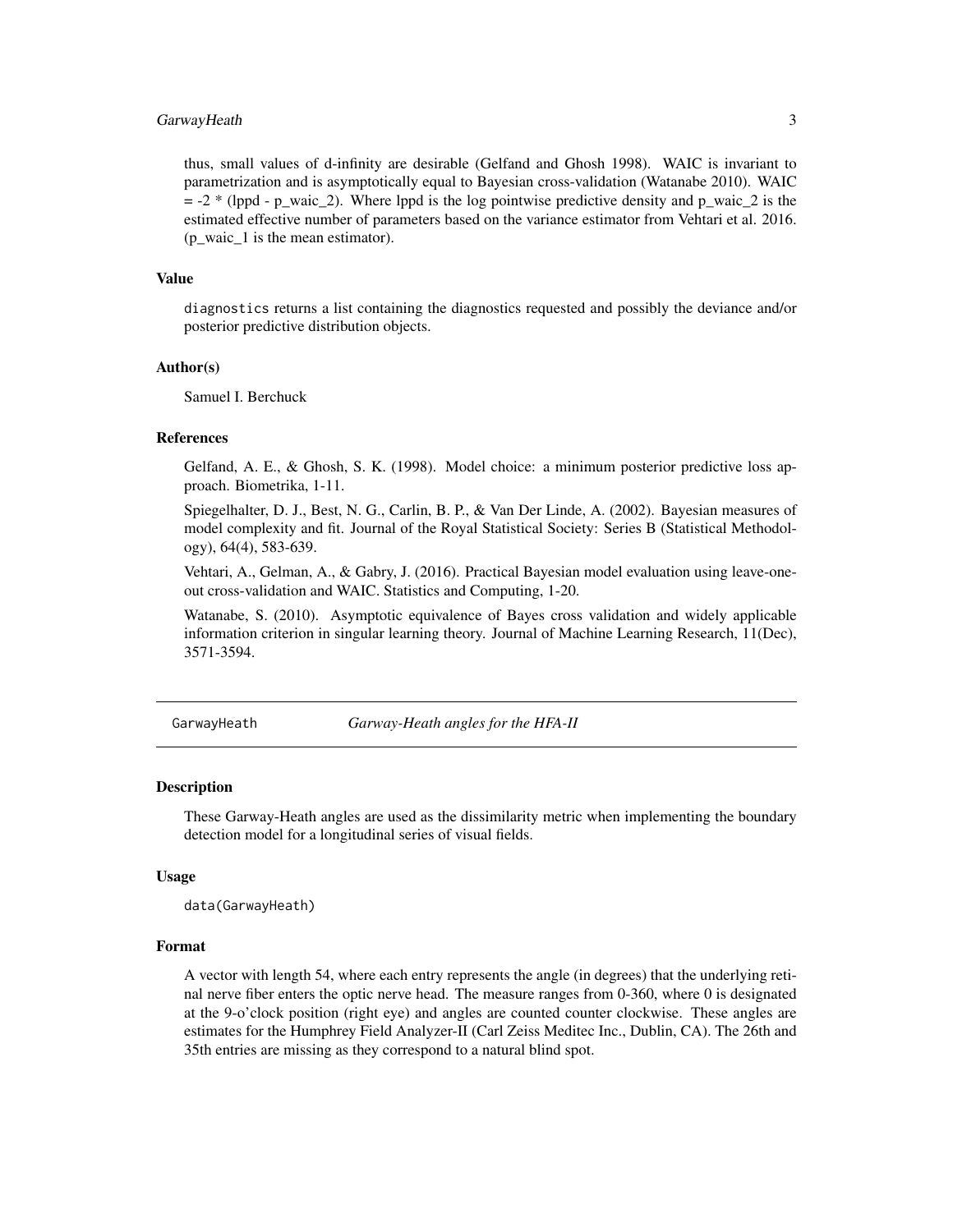thus, small values of d-infinity are desirable (Gelfand and Ghosh 1998). WAIC is invariant to parametrization and is asymptotically equal to Bayesian cross-validation (Watanabe 2010). WAIC = -2 * (lppd - p_waic_2). Where lppd is the log pointwise predictive density and p_waic_2 is the estimated effective number of parameters based on the variance estimator from Vehtari et al. 2016. (p_waic_1 is the mean estimator).

### Value

`diagnostics` returns a list containing the diagnostics requested and possibly the deviance and/or posterior predictive distribution objects.

### Author(s)

Samuel I. Berchuck

### References

Gelfand, A. E., & Ghosh, S. K. (1998). Model choice: a minimum posterior predictive loss approach. Biometrika, 1-11.

Spiegelhalter, D. J., Best, N. G., Carlin, B. P., & Van Der Linde, A. (2002). Bayesian measures of model complexity and fit. Journal of the Royal Statistical Society: Series B (Statistical Methodology), 64(4), 583-639.

Vehtari, A., Gelman, A., & Gabry, J. (2016). Practical Bayesian model evaluation using leave-one-out cross-validation and WAIC. Statistics and Computing, 1-20.

Watanabe, S. (2010). Asymptotic equivalence of Bayes cross validation and widely applicable information criterion in singular learning theory. Journal of Machine Learning Research, 11(Dec), 3571-3594.

---

## GarwayHeath — *Garway-Heath angles for the HFA-II*

### Description

These Garway-Heath angles are used as the dissimilarity metric when implementing the boundary detection model for a longitudinal series of visual fields.

### Usage

```
data(GarwayHeath)
```

### Format

A vector with length 54, where each entry represents the angle (in degrees) that the underlying retinal nerve fiber enters the optic nerve head. The measure ranges from 0-360, where 0 is designated at the 9-o'clock position (right eye) and angles are counted counter clockwise. These angles are estimates for the Humphrey Field Analyzer-II (Carl Zeiss Meditec Inc., Dublin, CA). The 26th and 35th entries are missing as they correspond to a natural blind spot.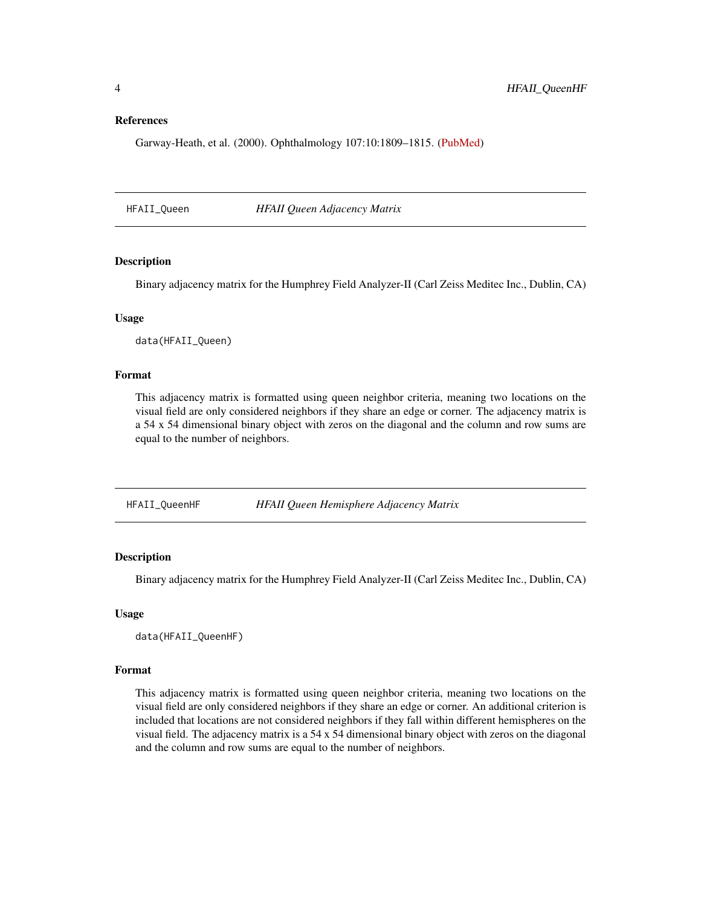### References

Garway-Heath, et al. (2000). Ophthalmology 107:10:1809–1815. (PubMed)

---

## HFAII_Queen — *HFAII Queen Adjacency Matrix*

### Description

Binary adjacency matrix for the Humphrey Field Analyzer-II (Carl Zeiss Meditec Inc., Dublin, CA)

### Usage

```
data(HFAII_Queen)
```

### Format

This adjacency matrix is formatted using queen neighbor criteria, meaning two locations on the visual field are only considered neighbors if they share an edge or corner. The adjacency matrix is a 54 x 54 dimensional binary object with zeros on the diagonal and the column and row sums are equal to the number of neighbors.

---

## HFAII_QueenHF — *HFAII Queen Hemisphere Adjacency Matrix*

### Description

Binary adjacency matrix for the Humphrey Field Analyzer-II (Carl Zeiss Meditec Inc., Dublin, CA)

### Usage

```
data(HFAII_QueenHF)
```

### Format

This adjacency matrix is formatted using queen neighbor criteria, meaning two locations on the visual field are only considered neighbors if they share an edge or corner. An additional criterion is included that locations are not considered neighbors if they fall within different hemispheres on the visual field. The adjacency matrix is a 54 x 54 dimensional binary object with zeros on the diagonal and the column and row sums are equal to the number of neighbors.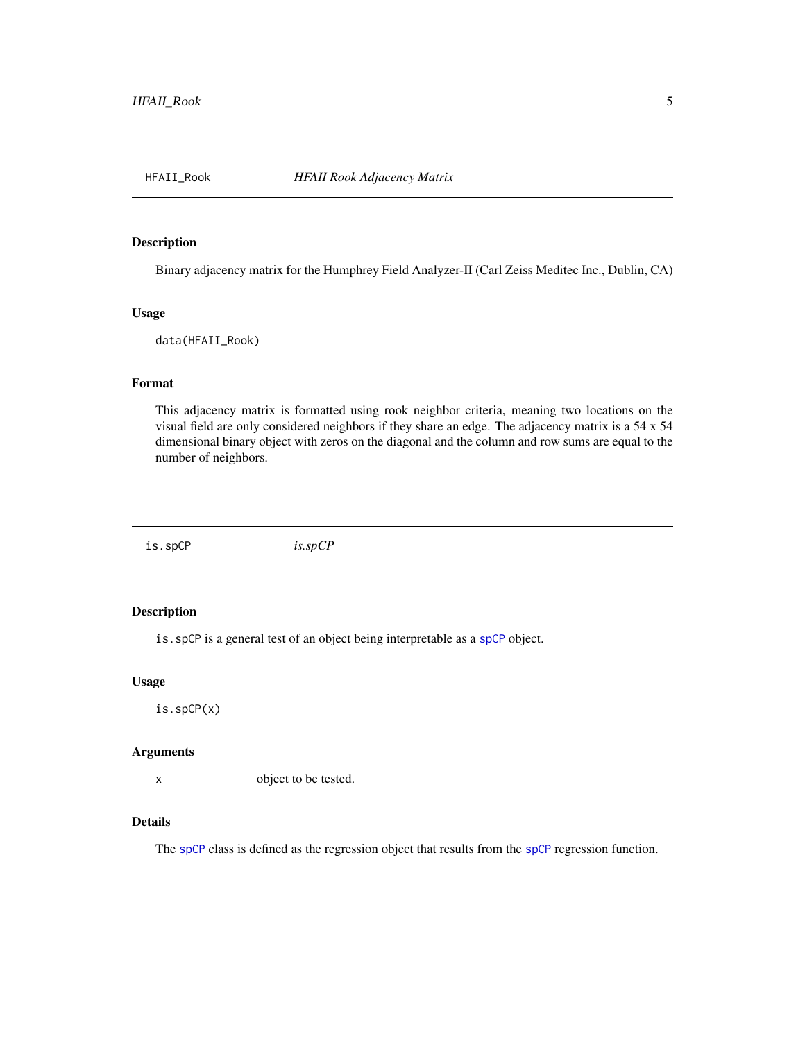## HFAII_Rook    *HFAII Rook Adjacency Matrix*

### Description

Binary adjacency matrix for the Humphrey Field Analyzer-II (Carl Zeiss Meditec Inc., Dublin, CA)

### Usage

```
data(HFAII_Rook)
```

### Format

This adjacency matrix is formatted using rook neighbor criteria, meaning two locations on the visual field are only considered neighbors if they share an edge. The adjacency matrix is a 54 x 54 dimensional binary object with zeros on the diagonal and the column and row sums are equal to the number of neighbors.

## is.spCP    *is.spCP*

### Description

`is.spCP` is a general test of an object being interpretable as a `spCP` object.

### Usage

```
is.spCP(x)
```

### Arguments

| | |
|---|---|
| x | object to be tested. |

### Details

The `spCP` class is defined as the regression object that results from the `spCP` regression function.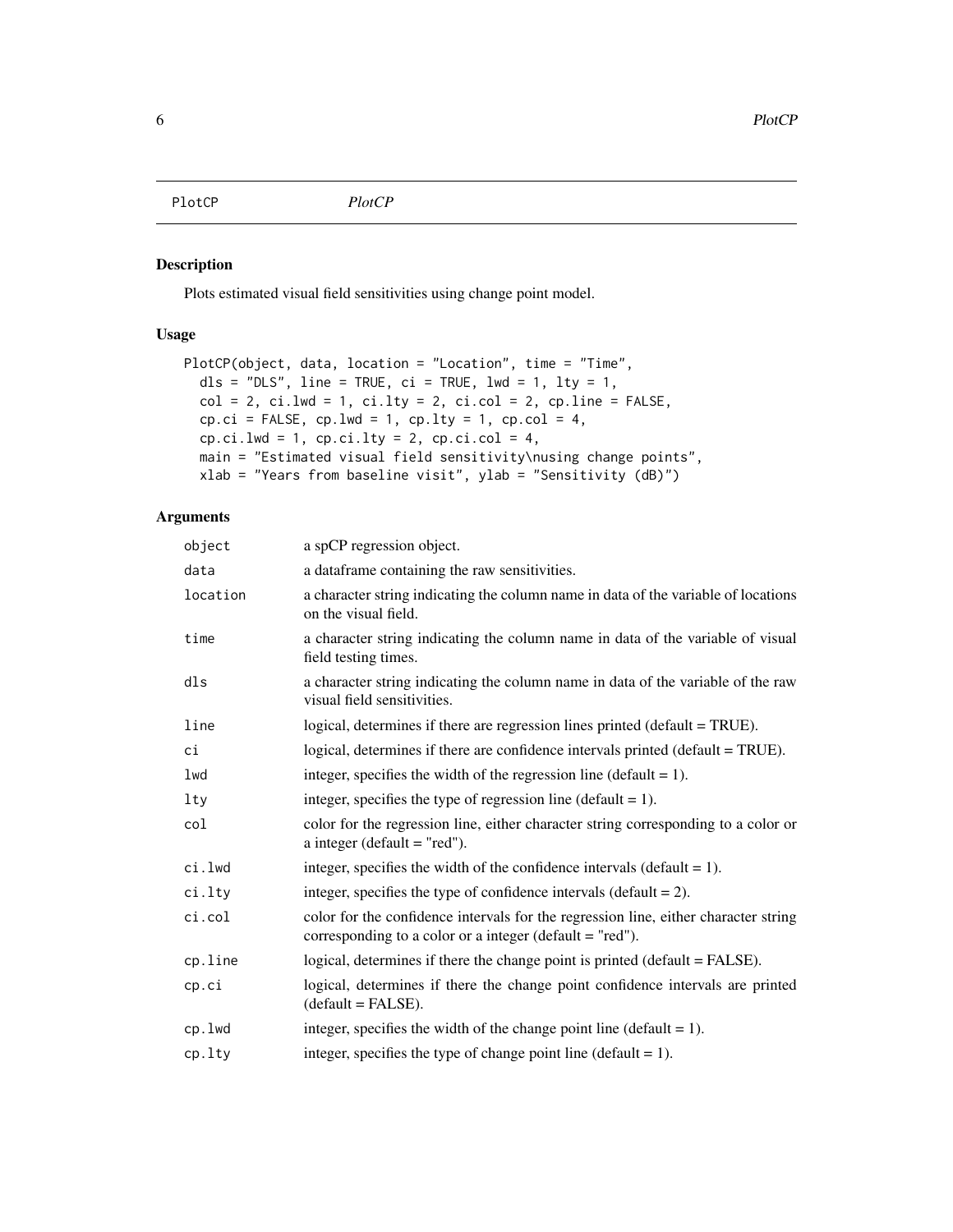# PlotCP *PlotCP*

## Description

Plots estimated visual field sensitivities using change point model.

## Usage

```
PlotCP(object, data, location = "Location", time = "Time",
  dls = "DLS", line = TRUE, ci = TRUE, lwd = 1, lty = 1,
  col = 2, ci.lwd = 1, ci.lty = 2, ci.col = 2, cp.line = FALSE,
  cp.ci = FALSE, cp.lwd = 1, cp.lty = 1, cp.col = 4,
  cp.ci.lwd = 1, cp.ci.lty = 2, cp.ci.col = 4,
  main = "Estimated visual field sensitivity\nusing change points",
  xlab = "Years from baseline visit", ylab = "Sensitivity (dB)")
```

## Arguments

| Argument | Description |
|---|---|
| `object` | a spCP regression object. |
| `data` | a dataframe containing the raw sensitivities. |
| `location` | a character string indicating the column name in data of the variable of locations on the visual field. |
| `time` | a character string indicating the column name in data of the variable of visual field testing times. |
| `dls` | a character string indicating the column name in data of the variable of the raw visual field sensitivities. |
| `line` | logical, determines if there are regression lines printed (default = TRUE). |
| `ci` | logical, determines if there are confidence intervals printed (default = TRUE). |
| `lwd` | integer, specifies the width of the regression line (default = 1). |
| `lty` | integer, specifies the type of regression line (default = 1). |
| `col` | color for the regression line, either character string corresponding to a color or a integer (default = "red"). |
| `ci.lwd` | integer, specifies the width of the confidence intervals (default = 1). |
| `ci.lty` | integer, specifies the type of confidence intervals (default = 2). |
| `ci.col` | color for the confidence intervals for the regression line, either character string corresponding to a color or a integer (default = "red"). |
| `cp.line` | logical, determines if there the change point is printed (default = FALSE). |
| `cp.ci` | logical, determines if there the change point confidence intervals are printed (default = FALSE). |
| `cp.lwd` | integer, specifies the width of the change point line (default = 1). |
| `cp.lty` | integer, specifies the type of change point line (default = 1). |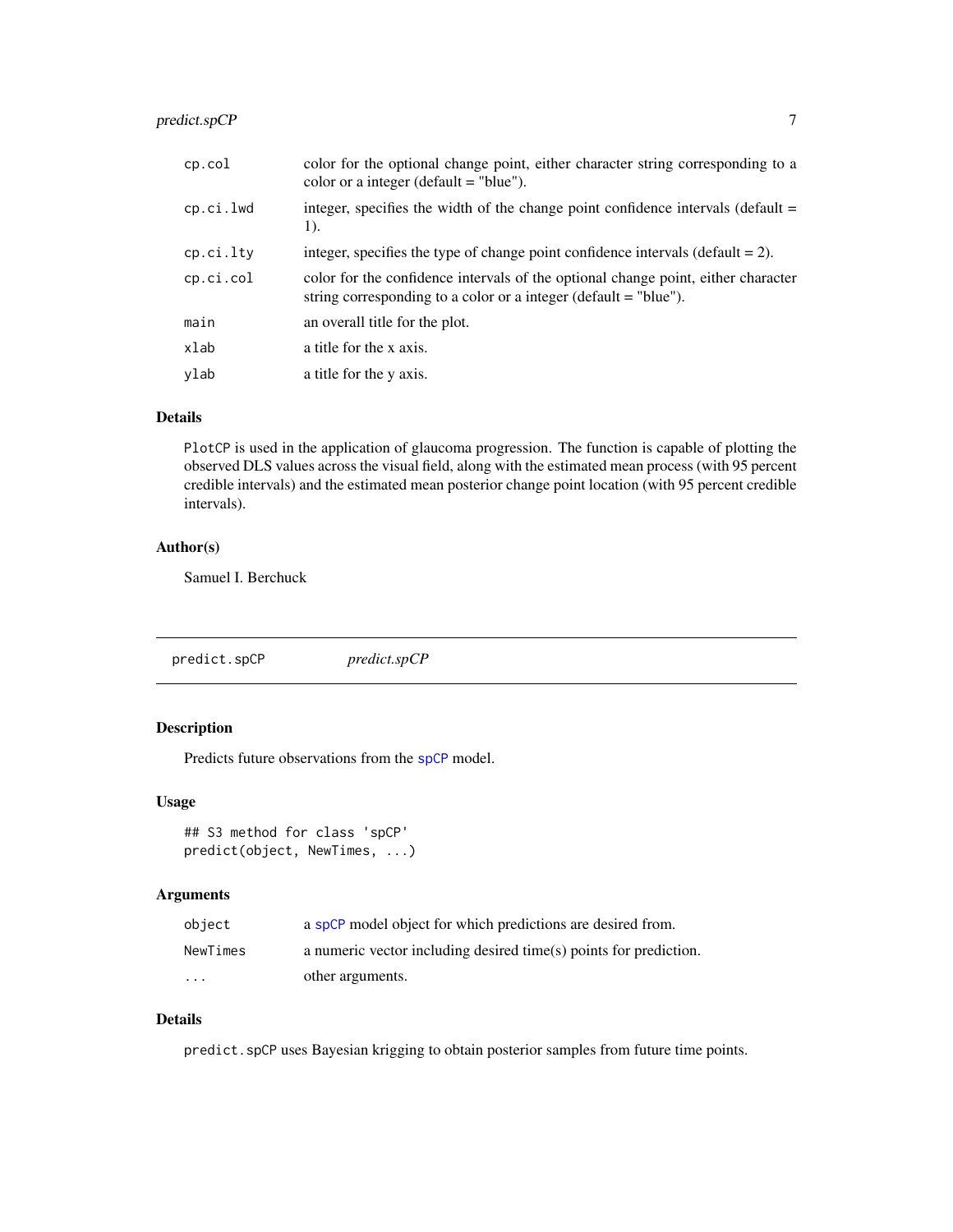| | |
|---|---|
| cp.col | color for the optional change point, either character string corresponding to a color or a integer (default = "blue"). |
| cp.ci.lwd | integer, specifies the width of the change point confidence intervals (default = 1). |
| cp.ci.lty | integer, specifies the type of change point confidence intervals (default = 2). |
| cp.ci.col | color for the confidence intervals of the optional change point, either character string corresponding to a color or a integer (default = "blue"). |
| main | an overall title for the plot. |
| xlab | a title for the x axis. |
| ylab | a title for the y axis. |

## Details

`PlotCP` is used in the application of glaucoma progression. The function is capable of plotting the observed DLS values across the visual field, along with the estimated mean process (with 95 percent credible intervals) and the estimated mean posterior change point location (with 95 percent credible intervals).

## Author(s)

Samuel I. Berchuck

---

# predict.spCP — *predict.spCP*

## Description

Predicts future observations from the `spCP` model.

## Usage

```
## S3 method for class 'spCP'
predict(object, NewTimes, ...)
```

## Arguments

| | |
|---|---|
| object | a `spCP` model object for which predictions are desired from. |
| NewTimes | a numeric vector including desired time(s) points for prediction. |
| ... | other arguments. |

## Details

`predict.spCP` uses Bayesian krigging to obtain posterior samples from future time points.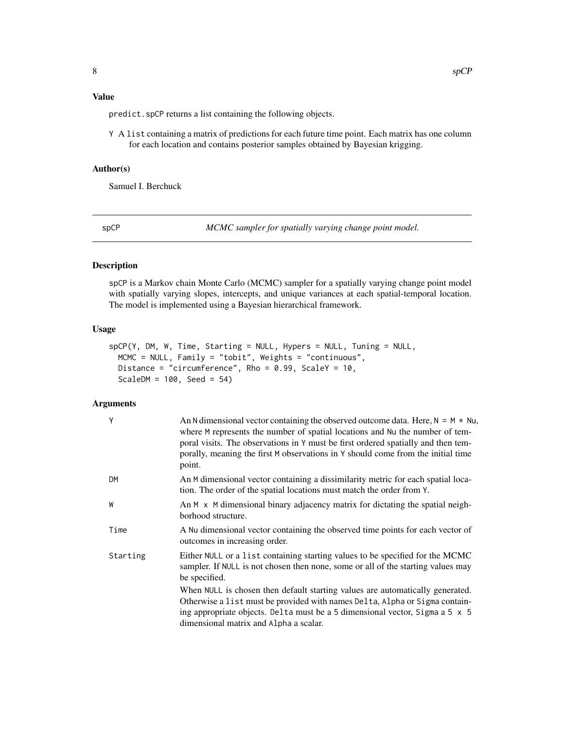## Value

predict.spCP returns a list containing the following objects.

Y A list containing a matrix of predictions for each future time point. Each matrix has one column for each location and contains posterior samples obtained by Bayesian krigging.

## Author(s)

Samuel I. Berchuck

---

# spCP — *MCMC sampler for spatially varying change point model.*

## Description

spCP is a Markov chain Monte Carlo (MCMC) sampler for a spatially varying change point model with spatially varying slopes, intercepts, and unique variances at each spatial-temporal location. The model is implemented using a Bayesian hierarchical framework.

## Usage

```
spCP(Y, DM, W, Time, Starting = NULL, Hypers = NULL, Tuning = NULL,
  MCMC = NULL, Family = "tobit", Weights = "continuous",
  Distance = "circumference", Rho = 0.99, ScaleY = 10,
  ScaleDM = 100, Seed = 54)
```

## Arguments

| | |
|---|---|
| Y | An N dimensional vector containing the observed outcome data. Here, N = M * Nu, where M represents the number of spatial locations and Nu the number of temporal visits. The observations in Y must be first ordered spatially and then temporally, meaning the first M observations in Y should come from the initial time point. |
| DM | An M dimensional vector containing a dissimilarity metric for each spatial location. The order of the spatial locations must match the order from Y. |
| W | An M x M dimensional binary adjacency matrix for dictating the spatial neighborhood structure. |
| Time | A Nu dimensional vector containing the observed time points for each vector of outcomes in increasing order. |
| Starting | Either NULL or a list containing starting values to be specified for the MCMC sampler. If NULL is not chosen then none, some or all of the starting values may be specified. When NULL is chosen then default starting values are automatically generated. Otherwise a list must be provided with names Delta, Alpha or Sigma containing appropriate objects. Delta must be a 5 dimensional vector, Sigma a 5 x 5 dimensional matrix and Alpha a scalar. |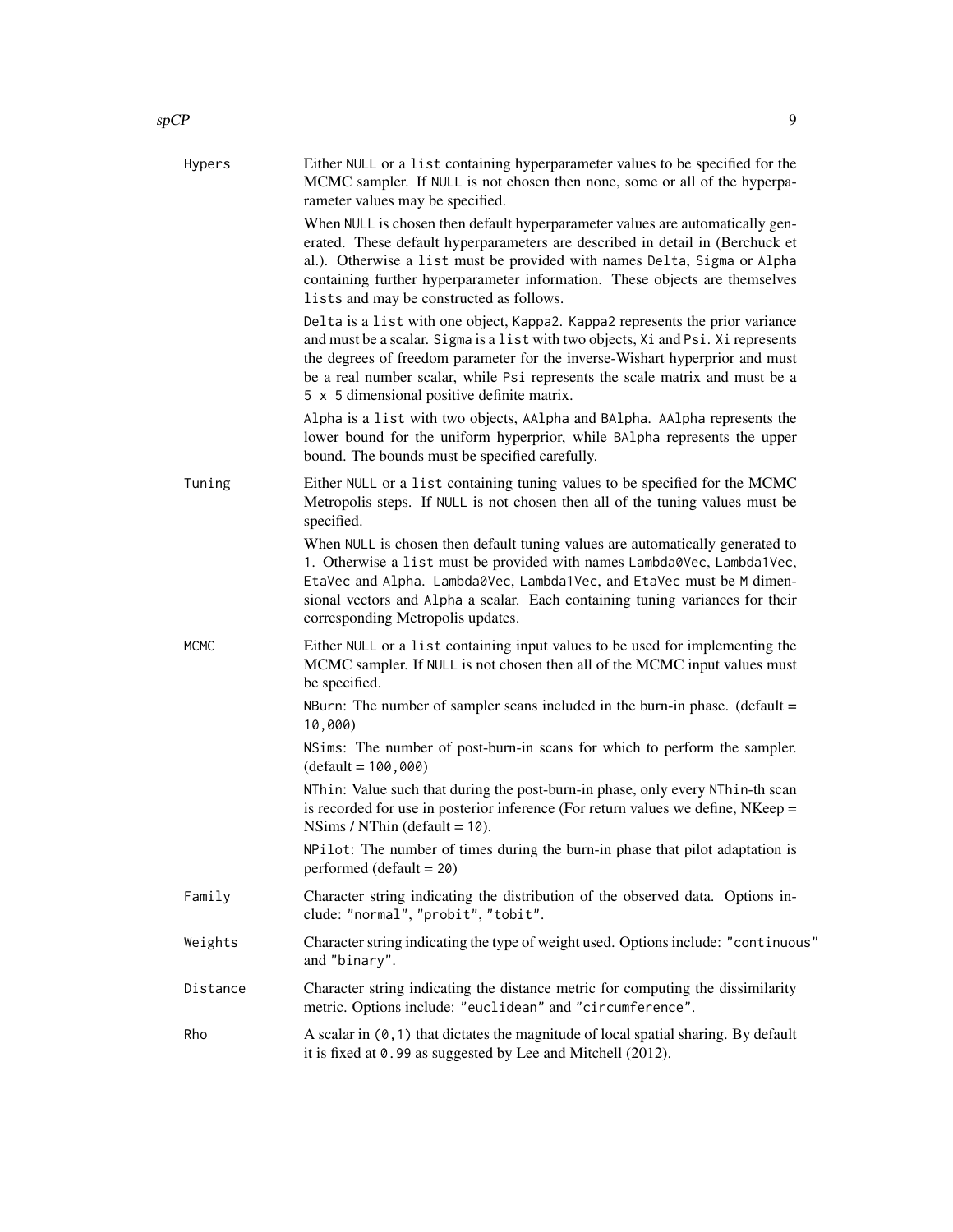**Hypers**

Either NULL or a list containing hyperparameter values to be specified for the MCMC sampler. If NULL is not chosen then none, some or all of the hyperparameter values may be specified.

When NULL is chosen then default hyperparameter values are automatically generated. These default hyperparameters are described in detail in (Berchuck et al.). Otherwise a list must be provided with names Delta, Sigma or Alpha containing further hyperparameter information. These objects are themselves lists and may be constructed as follows.

Delta is a list with one object, Kappa2. Kappa2 represents the prior variance and must be a scalar. Sigma is a list with two objects, Xi and Psi. Xi represents the degrees of freedom parameter for the inverse-Wishart hyperprior and must be a real number scalar, while Psi represents the scale matrix and must be a 5 x 5 dimensional positive definite matrix.

Alpha is a list with two objects, AAlpha and BAlpha. AAlpha represents the lower bound for the uniform hyperprior, while BAlpha represents the upper bound. The bounds must be specified carefully.

**Tuning**

Either NULL or a list containing tuning values to be specified for the MCMC Metropolis steps. If NULL is not chosen then all of the tuning values must be specified.

When NULL is chosen then default tuning values are automatically generated to 1. Otherwise a list must be provided with names Lambda0Vec, Lambda1Vec, EtaVec and Alpha. Lambda0Vec, Lambda1Vec, and EtaVec must be M dimensional vectors and Alpha a scalar. Each containing tuning variances for their corresponding Metropolis updates.

**MCMC**

Either NULL or a list containing input values to be used for implementing the MCMC sampler. If NULL is not chosen then all of the MCMC input values must be specified.

NBurn: The number of sampler scans included in the burn-in phase. (default = 10,000)

NSims: The number of post-burn-in scans for which to perform the sampler. (default = 100,000)

NThin: Value such that during the post-burn-in phase, only every NThin-th scan is recorded for use in posterior inference (For return values we define, NKeep = NSims / NThin (default = 10).

NPilot: The number of times during the burn-in phase that pilot adaptation is performed (default = 20)

**Family**

Character string indicating the distribution of the observed data. Options include: "normal", "probit", "tobit".

**Weights**

Character string indicating the type of weight used. Options include: "continuous" and "binary".

**Distance**

Character string indicating the distance metric for computing the dissimilarity metric. Options include: "euclidean" and "circumference".

**Rho**

A scalar in (0,1) that dictates the magnitude of local spatial sharing. By default it is fixed at 0.99 as suggested by Lee and Mitchell (2012).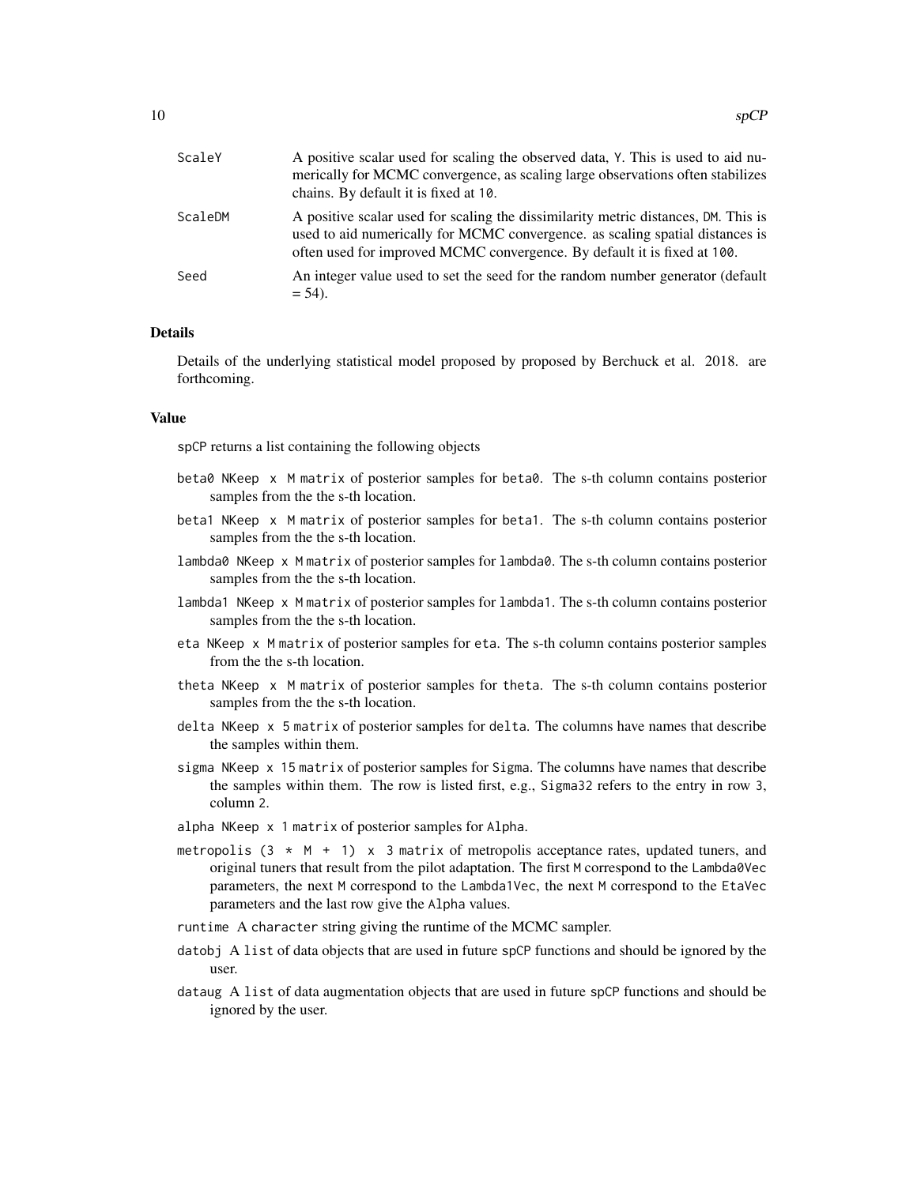| | |
|---|---|
| ScaleY | A positive scalar used for scaling the observed data, Y. This is used to aid numerically for MCMC convergence, as scaling large observations often stabilizes chains. By default it is fixed at 10. |
| ScaleDM | A positive scalar used for scaling the dissimilarity metric distances, DM. This is used to aid numerically for MCMC convergence. as scaling spatial distances is often used for improved MCMC convergence. By default it is fixed at 100. |
| Seed | An integer value used to set the seed for the random number generator (default = 54). |

### Details

Details of the underlying statistical model proposed by proposed by Berchuck et al. 2018. are forthcoming.

### Value

spCP returns a list containing the following objects

- `beta0` `NKeep x M` matrix of posterior samples for `beta0`. The s-th column contains posterior samples from the the s-th location.
- `beta1` `NKeep x M` matrix of posterior samples for `beta1`. The s-th column contains posterior samples from the the s-th location.
- `lambda0` `NKeep x M` matrix of posterior samples for `lambda0`. The s-th column contains posterior samples from the the s-th location.
- `lambda1` `NKeep x M` matrix of posterior samples for `lambda1`. The s-th column contains posterior samples from the the s-th location.
- `eta` `NKeep x M` matrix of posterior samples for `eta`. The s-th column contains posterior samples from the the s-th location.
- `theta` `NKeep x M` matrix of posterior samples for `theta`. The s-th column contains posterior samples from the the s-th location.
- `delta` `NKeep x 5` matrix of posterior samples for `delta`. The columns have names that describe the samples within them.
- `sigma` `NKeep x 15` matrix of posterior samples for `Sigma`. The columns have names that describe the samples within them. The row is listed first, e.g., `Sigma32` refers to the entry in row 3, column 2.
- `alpha` `NKeep x 1` matrix of posterior samples for `Alpha`.
- `metropolis` `(3 * M + 1) x 3` matrix of metropolis acceptance rates, updated tuners, and original tuners that result from the pilot adaptation. The first `M` correspond to the `Lambda0Vec` parameters, the next `M` correspond to the `Lambda1Vec`, the next `M` correspond to the `EtaVec` parameters and the last row give the `Alpha` values.
- `runtime` A `character` string giving the runtime of the MCMC sampler.
- `datobj` A `list` of data objects that are used in future `spCP` functions and should be ignored by the user.
- `dataug` A `list` of data augmentation objects that are used in future `spCP` functions and should be ignored by the user.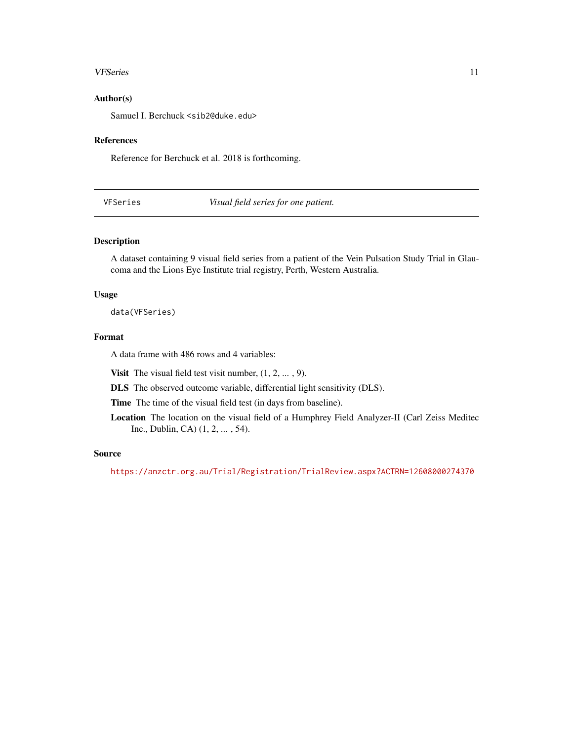### Author(s)

Samuel I. Berchuck <sib2@duke.edu>

### References

Reference for Berchuck et al. 2018 is forthcoming.

---

## VFSeries — *Visual field series for one patient.*

---

### Description

A dataset containing 9 visual field series from a patient of the Vein Pulsation Study Trial in Glaucoma and the Lions Eye Institute trial registry, Perth, Western Australia.

### Usage

```
data(VFSeries)
```

### Format

A data frame with 486 rows and 4 variables:

**Visit** The visual field test visit number, (1, 2, ... , 9).

**DLS** The observed outcome variable, differential light sensitivity (DLS).

**Time** The time of the visual field test (in days from baseline).

**Location** The location on the visual field of a Humphrey Field Analyzer-II (Carl Zeiss Meditec Inc., Dublin, CA) (1, 2, ... , 54).

### Source

https://anzctr.org.au/Trial/Registration/TrialReview.aspx?ACTRN=12608000274370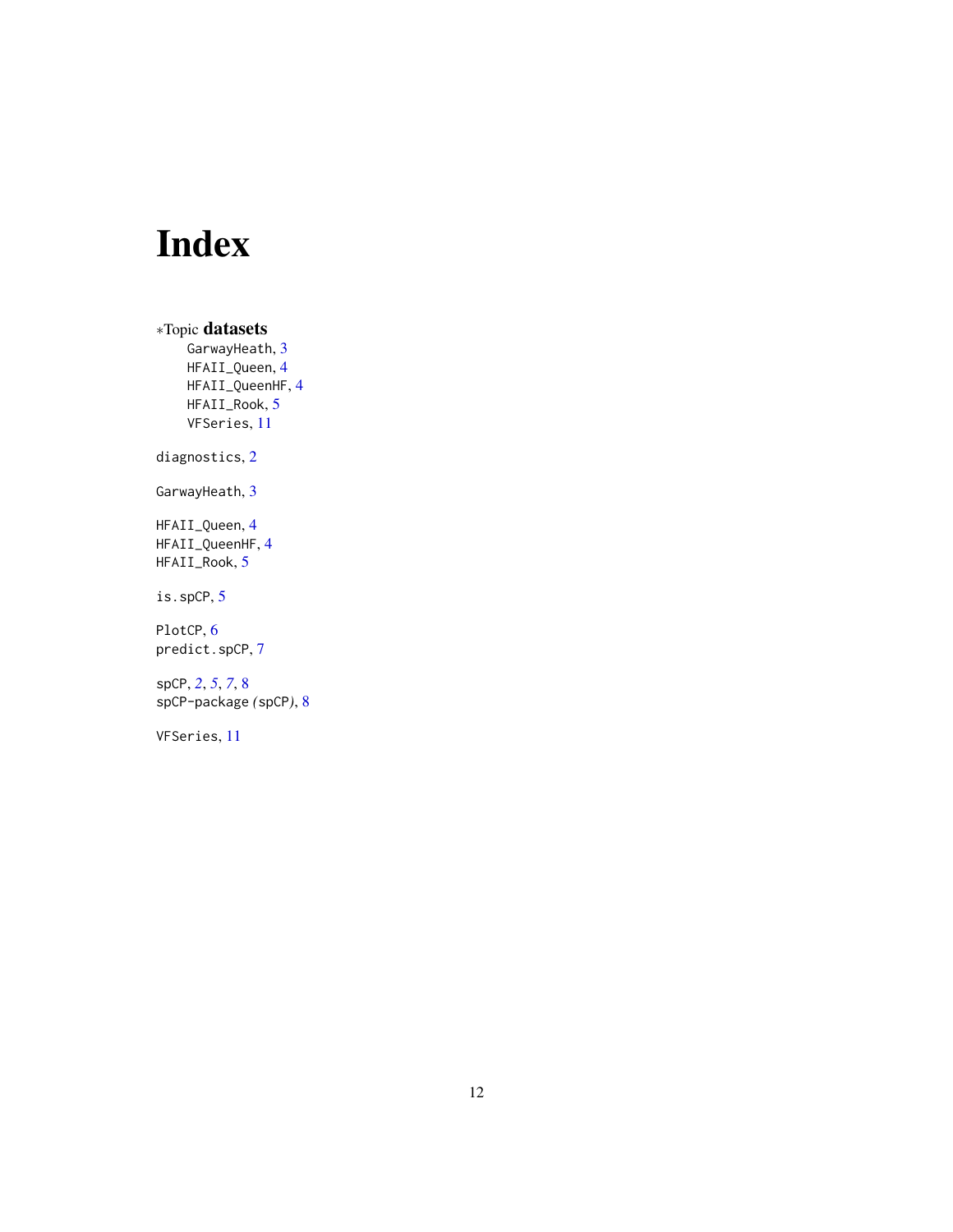# Index

∗Topic **datasets**

- GarwayHeath, 3
- HFAII_Queen, 4
- HFAII_QueenHF, 4
- HFAII_Rook, 5
- VFSeries, 11

diagnostics, 2

GarwayHeath, 3

HFAII_Queen, 4
HFAII_QueenHF, 4
HFAII_Rook, 5

is.spCP, 5

PlotCP, 6
predict.spCP, 7

spCP, *2*, *5*, *7*, 8
spCP-package *(*spCP*)*, 8

VFSeries, 11